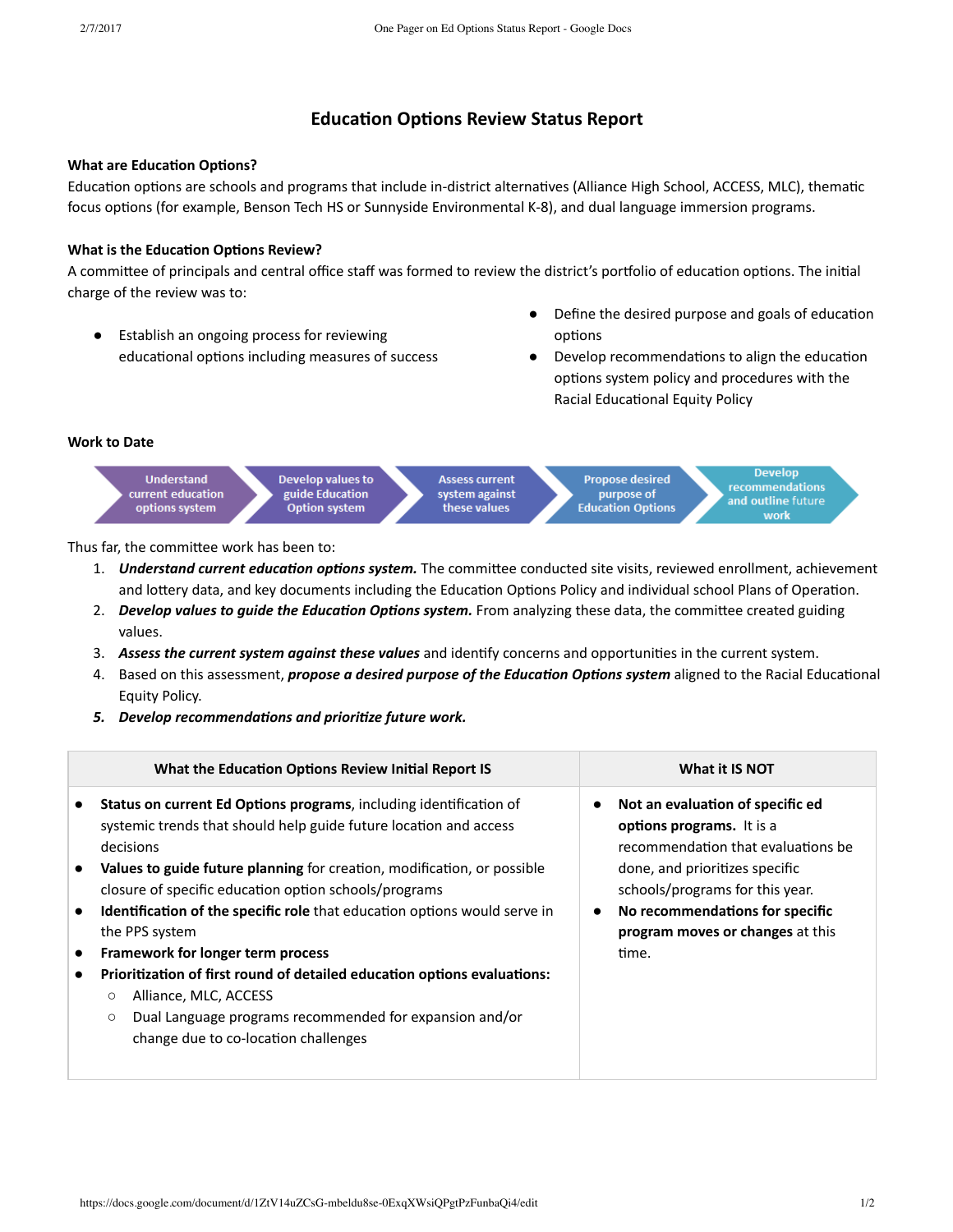# Education Options Review Status Report

**What are Education Options?**

Education options are schools and programs that include in-district alternatives (Alliance High School, ACCESS, MLC), thematic focus options (for example, Benson Tech HS or Sunnyside Environmental K-8), and dual language immersion programs.

**What is the Education Options Review?**

A committee of principals and central office staff was formed to review the district's portfolio of education options. The initial charge of the review was to:

- Establish an ongoing process for reviewing educational options including measures of success
- Define the desired purpose and goals of education options
- Develop recommendations to align the education options system policy and procedures with the Racial Educational Equity Policy

**Work to Date**

Understand current education options system → Develop values to guide Education Option system → Assess current system against these values → Propose desired purpose of Education Options → Develop recommendations and outline future work

Thus far, the committee work has been to:

1. ***Understand current education options system.*** The committee conducted site visits, reviewed enrollment, achievement and lottery data, and key documents including the Education Options Policy and individual school Plans of Operation.
2. ***Develop values to guide the Education Options system.*** From analyzing these data, the committee created guiding values.
3. ***Assess the current system against these values*** and identify concerns and opportunities in the current system.
4. Based on this assessment, ***propose a desired purpose of the Education Options system*** aligned to the Racial Educational Equity Policy.
5. ***Develop recommendations and prioritize future work.***

| What the Education Options Review Initial Report IS | What it IS NOT |
|---|---|
| • **Status on current Ed Options programs**, including identification of systemic trends that should help guide future location and access decisions<br>• **Values to guide future planning** for creation, modification, or possible closure of specific education option schools/programs<br>• **Identification of the specific role** that education options would serve in the PPS system<br>• **Framework for longer term process**<br>• **Prioritization of first round of detailed education options evaluations:**<br>  ○ Alliance, MLC, ACCESS<br>  ○ Dual Language programs recommended for expansion and/or change due to co-location challenges | • **Not an evaluation of specific ed options programs.** It is a recommendation that evaluations be done, and prioritizes specific schools/programs for this year.<br>• **No recommendations for specific program moves or changes** at this time. |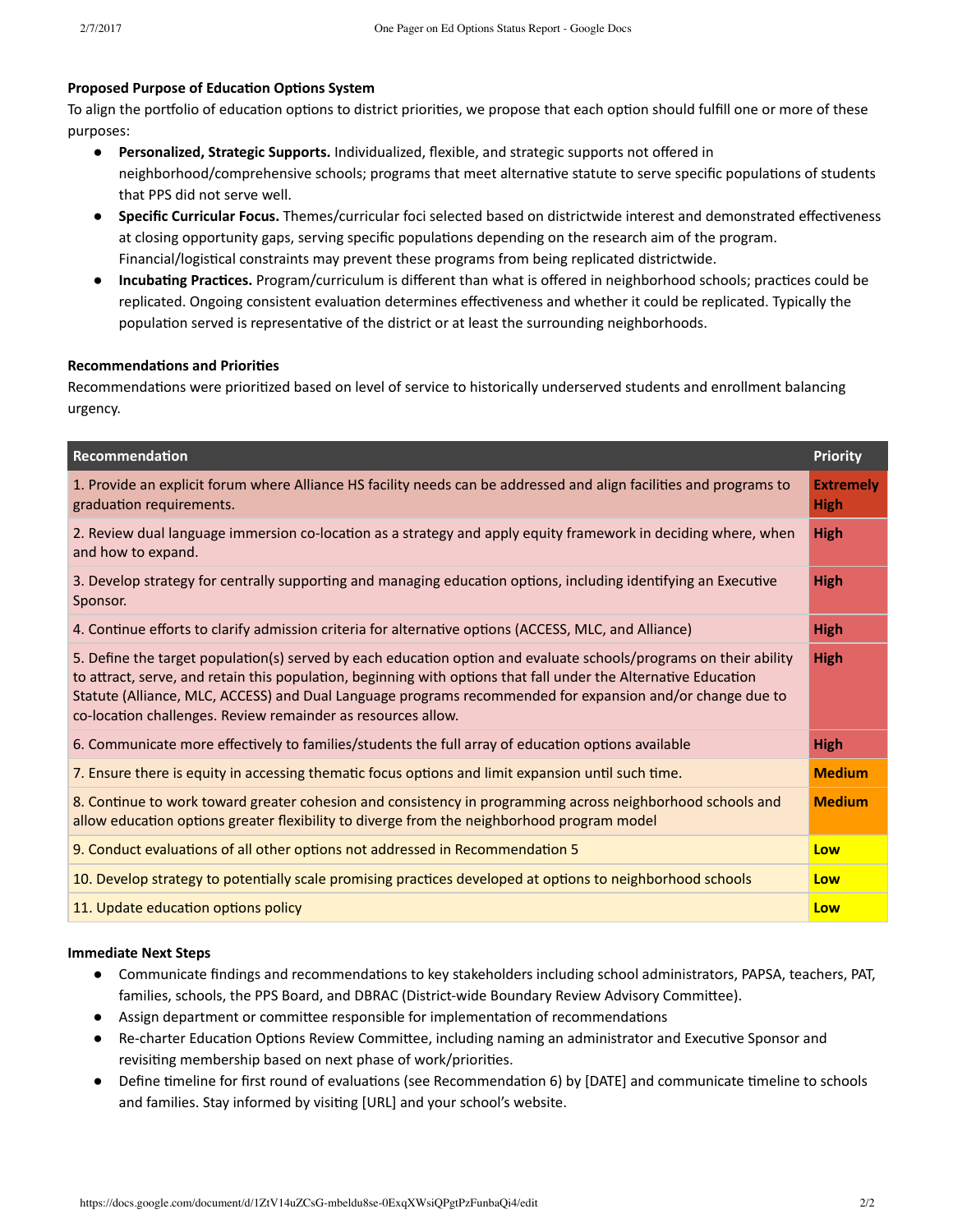**Proposed Purpose of Education Options System**

To align the portfolio of education options to district priorities, we propose that each option should fulfill one or more of these purposes:

- **Personalized, Strategic Supports.** Individualized, flexible, and strategic supports not offered in neighborhood/comprehensive schools; programs that meet alternative statute to serve specific populations of students that PPS did not serve well.
- **Specific Curricular Focus.** Themes/curricular foci selected based on districtwide interest and demonstrated effectiveness at closing opportunity gaps, serving specific populations depending on the research aim of the program. Financial/logistical constraints may prevent these programs from being replicated districtwide.
- **Incubating Practices.** Program/curriculum is different than what is offered in neighborhood schools; practices could be replicated. Ongoing consistent evaluation determines effectiveness and whether it could be replicated. Typically the population served is representative of the district or at least the surrounding neighborhoods.

**Recommendations and Priorities**

Recommendations were prioritized based on level of service to historically underserved students and enrollment balancing urgency.

| Recommendation | Priority |
| --- | --- |
| 1. Provide an explicit forum where Alliance HS facility needs can be addressed and align facilities and programs to graduation requirements. | **Extremely High** |
| 2. Review dual language immersion co-location as a strategy and apply equity framework in deciding where, when and how to expand. | **High** |
| 3. Develop strategy for centrally supporting and managing education options, including identifying an Executive Sponsor. | **High** |
| 4. Continue efforts to clarify admission criteria for alternative options (ACCESS, MLC, and Alliance) | **High** |
| 5. Define the target population(s) served by each education option and evaluate schools/programs on their ability to attract, serve, and retain this population, beginning with options that fall under the Alternative Education Statute (Alliance, MLC, ACCESS) and Dual Language programs recommended for expansion and/or change due to co-location challenges. Review remainder as resources allow. | **High** |
| 6. Communicate more effectively to families/students the full array of education options available | **High** |
| 7. Ensure there is equity in accessing thematic focus options and limit expansion until such time. | **Medium** |
| 8. Continue to work toward greater cohesion and consistency in programming across neighborhood schools and allow education options greater flexibility to diverge from the neighborhood program model | **Medium** |
| 9. Conduct evaluations of all other options not addressed in Recommendation 5 | **Low** |
| 10. Develop strategy to potentially scale promising practices developed at options to neighborhood schools | **Low** |
| 11. Update education options policy | **Low** |

**Immediate Next Steps**

- Communicate findings and recommendations to key stakeholders including school administrators, PAPSA, teachers, PAT, families, schools, the PPS Board, and DBRAC (District-wide Boundary Review Advisory Committee).
- Assign department or committee responsible for implementation of recommendations
- Re-charter Education Options Review Committee, including naming an administrator and Executive Sponsor and revisiting membership based on next phase of work/priorities.
- Define timeline for first round of evaluations (see Recommendation 6) by [DATE] and communicate timeline to schools and families. Stay informed by visiting [URL] and your school's website.